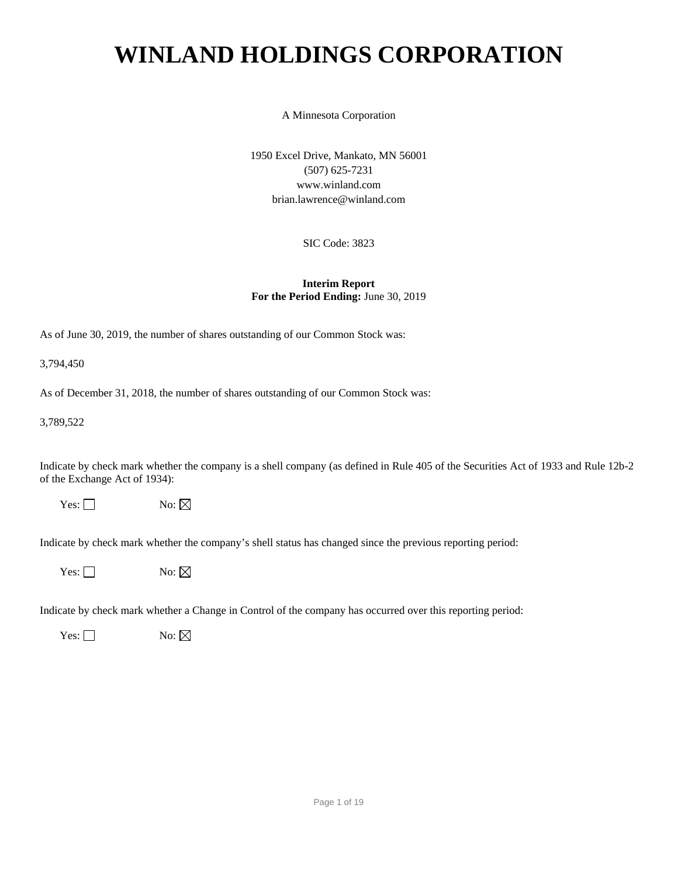# WINLAND HOLDINGS CORPORATION

A Minnesota Corporation

1950 Excel Drive, Mankato, MN 56001
(507) 625-7231
www.winland.com
brian.lawrence@winland.com

SIC Code: 3823

**Interim Report**
**For the Period Ending:** June 30, 2019

As of June 30, 2019, the number of shares outstanding of our Common Stock was:

3,794,450

As of December 31, 2018, the number of shares outstanding of our Common Stock was:

3,789,522

Indicate by check mark whether the company is a shell company (as defined in Rule 405 of the Securities Act of 1933 and Rule 12b-2 of the Exchange Act of 1934):

Yes: ☐ No: ☒

Indicate by check mark whether the company's shell status has changed since the previous reporting period:

Yes: ☐ No: ☒

Indicate by check mark whether a Change in Control of the company has occurred over this reporting period:

Yes: ☐ No: ☒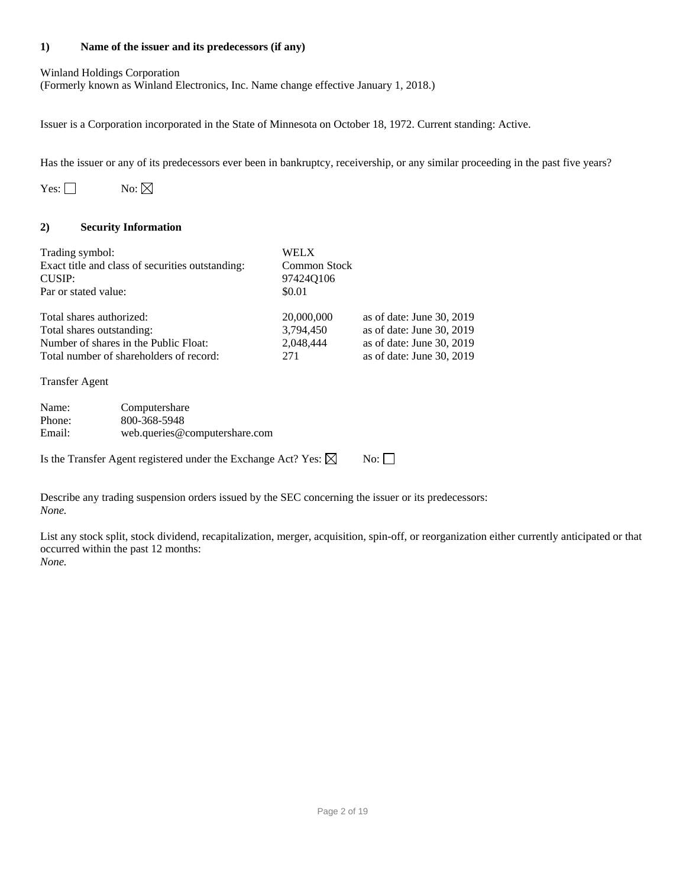## 1) Name of the issuer and its predecessors (if any)

Winland Holdings Corporation
(Formerly known as Winland Electronics, Inc. Name change effective January 1, 2018.)

Issuer is a Corporation incorporated in the State of Minnesota on October 18, 1972. Current standing: Active.

Has the issuer or any of its predecessors ever been in bankruptcy, receivership, or any similar proceeding in the past five years?

Yes: ☐ No: ☒

## 2) Security Information

| | | |
|---|---|---|
| Trading symbol: | WELX | |
| Exact title and class of securities outstanding: | Common Stock | |
| CUSIP: | 97424Q106 | |
| Par or stated value: | $0.01 | |
| Total shares authorized: | 20,000,000 | as of date: June 30, 2019 |
| Total shares outstanding: | 3,794,450 | as of date: June 30, 2019 |
| Number of shares in the Public Float: | 2,048,444 | as of date: June 30, 2019 |
| Total number of shareholders of record: | 271 | as of date: June 30, 2019 |

Transfer Agent

| | |
|---|---|
| Name: | Computershare |
| Phone: | 800-368-5948 |
| Email: | web.queries@computershare.com |

Is the Transfer Agent registered under the Exchange Act? Yes: ☒ No: ☐

Describe any trading suspension orders issued by the SEC concerning the issuer or its predecessors:
*None.*

List any stock split, stock dividend, recapitalization, merger, acquisition, spin-off, or reorganization either currently anticipated or that occurred within the past 12 months:
*None.*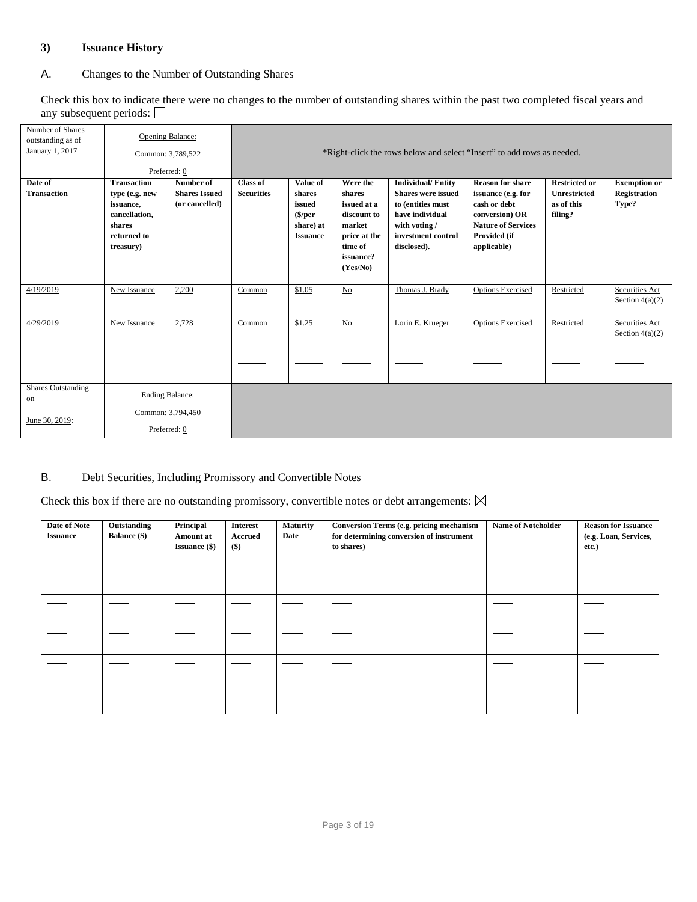## 3) Issuance History

### A. Changes to the Number of Outstanding Shares

Check this box to indicate there were no changes to the number of outstanding shares within the past two completed fiscal years and any subsequent periods: ☐

| Number of Shares outstanding as of January 1, 2017 | Opening Balance: Common: 3,789,522 Preferred: 0 | | *Right-click the rows below and select "Insert" to add rows as needed. | | | | | | |
|---|---|---|---|---|---|---|---|---|---|
| **Date of Transaction** | **Transaction type (e.g. new issuance, cancellation, shares returned to treasury)** | **Number of Shares Issued (or cancelled)** | **Class of Securities** | **Value of shares issued ($/per share) at Issuance** | **Were the shares issued at a discount to market price at the time of issuance? (Yes/No)** | **Individual/ Entity Shares were issued to (entities must have individual with voting / investment control disclosed).** | **Reason for share issuance (e.g. for cash or debt conversion) OR Nature of Services Provided (if applicable)** | **Restricted or Unrestricted as of this filing?** | **Exemption or Registration Type?** |
| 4/19/2019 | New Issuance | 2,200 | Common | $1.05 | No | Thomas J. Brady | Options Exercised | Restricted | Securities Act Section 4(a)(2) |
| 4/29/2019 | New Issuance | 2,728 | Common | $1.25 | No | Lorin E. Krueger | Options Exercised | Restricted | Securities Act Section 4(a)(2) |
| | | | | | | | | | |
| Shares Outstanding on June 30, 2019: | Ending Balance: Common: 3,794,450 Preferred: 0 | | | | | | | | |

### B. Debt Securities, Including Promissory and Convertible Notes

Check this box if there are no outstanding promissory, convertible notes or debt arrangements: ☒

| Date of Note Issuance | Outstanding Balance ($) | Principal Amount at Issuance ($) | Interest Accrued ($) | Maturity Date | Conversion Terms (e.g. pricing mechanism for determining conversion of instrument to shares) | Name of Noteholder | Reason for Issuance (e.g. Loan, Services, etc.) |
|---|---|---|---|---|---|---|---|
| | | | | | | | |
| | | | | | | | |
| | | | | | | | |
| | | | | | | | |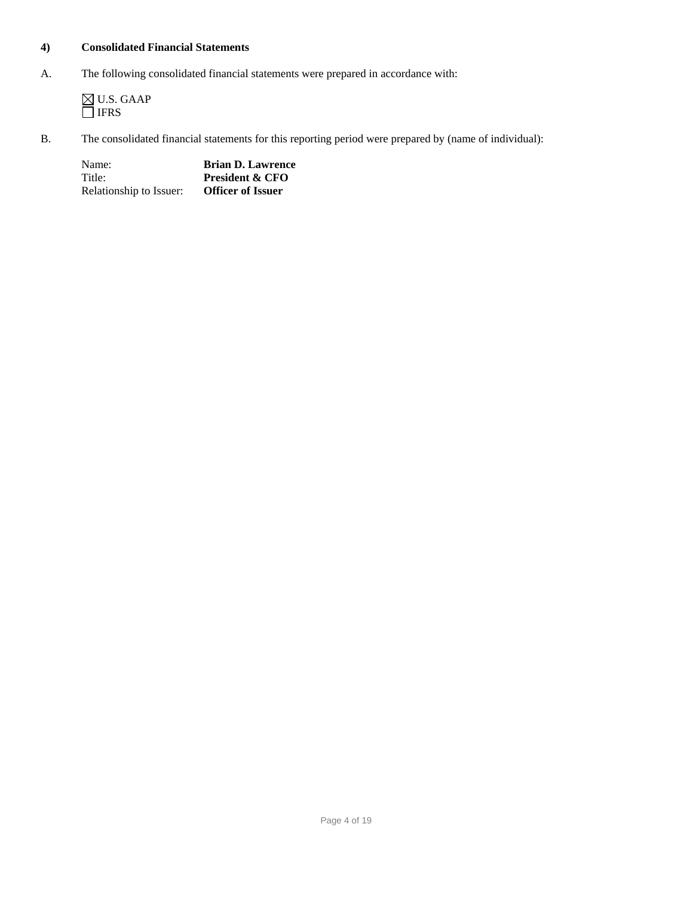## 4) Consolidated Financial Statements

A. The following consolidated financial statements were prepared in accordance with:

☒ U.S. GAAP
☐ IFRS

B. The consolidated financial statements for this reporting period were prepared by (name of individual):

| | |
|---|---|
| Name: | **Brian D. Lawrence** |
| Title: | **President & CFO** |
| Relationship to Issuer: | **Officer of Issuer** |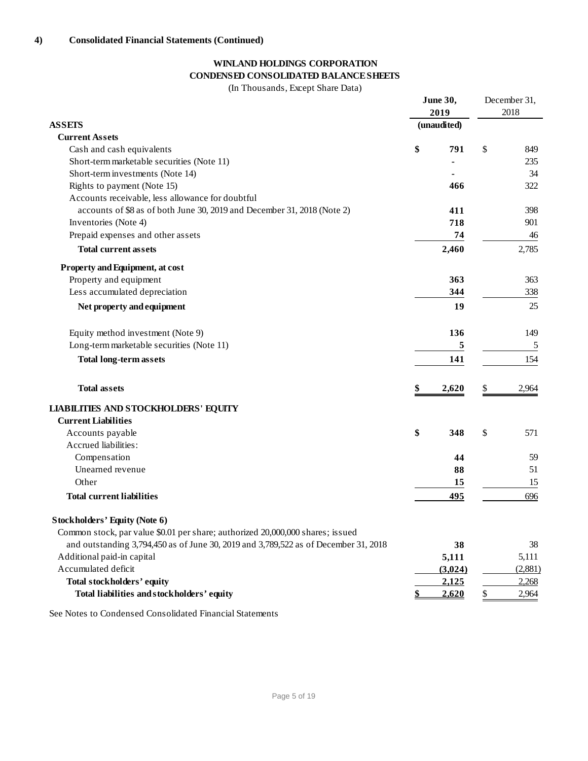## 4) Consolidated Financial Statements (Continued)

**WINLAND HOLDINGS CORPORATION**
**CONDENSED CONSOLIDATED BALANCE SHEETS**
(In Thousands, Except Share Data)

| | June 30, 2019 (unaudited) | December 31, 2018 |
|---|---|---|
| **ASSETS** | | |
| **Current Assets** | | |
| Cash and cash equivalents | $ 791 | $ 849 |
| Short-term marketable securities (Note 11) | - | 235 |
| Short-term investments (Note 14) | - | 34 |
| Rights to payment (Note 15) | 466 | 322 |
| Accounts receivable, less allowance for doubtful accounts of $8 as of both June 30, 2019 and December 31, 2018 (Note 2) | 411 | 398 |
| Inventories (Note 4) | 718 | 901 |
| Prepaid expenses and other assets | 74 | 46 |
| **Total current assets** | 2,460 | 2,785 |
| **Property and Equipment, at cost** | | |
| Property and equipment | 363 | 363 |
| Less accumulated depreciation | 344 | 338 |
| **Net property and equipment** | 19 | 25 |
| Equity method investment (Note 9) | 136 | 149 |
| Long-term marketable securities (Note 11) | 5 | 5 |
| **Total long-term assets** | 141 | 154 |
| **Total assets** | $ 2,620 | $ 2,964 |
| **LIABILITIES AND STOCKHOLDERS' EQUITY** | | |
| **Current Liabilities** | | |
| Accounts payable | $ 348 | $ 571 |
| Accrued liabilities: | | |
| Compensation | 44 | 59 |
| Unearned revenue | 88 | 51 |
| Other | 15 | 15 |
| **Total current liabilities** | 495 | 696 |
| **Stockholders' Equity (Note 6)** | | |
| Common stock, par value $0.01 per share; authorized 20,000,000 shares; issued and outstanding 3,794,450 as of June 30, 2019 and 3,789,522 as of December 31, 2018 | 38 | 38 |
| Additional paid-in capital | 5,111 | 5,111 |
| Accumulated deficit | (3,024) | (2,881) |
| **Total stockholders' equity** | 2,125 | 2,268 |
| **Total liabilities and stockholders' equity** | $ 2,620 | $ 2,964 |

See Notes to Condensed Consolidated Financial Statements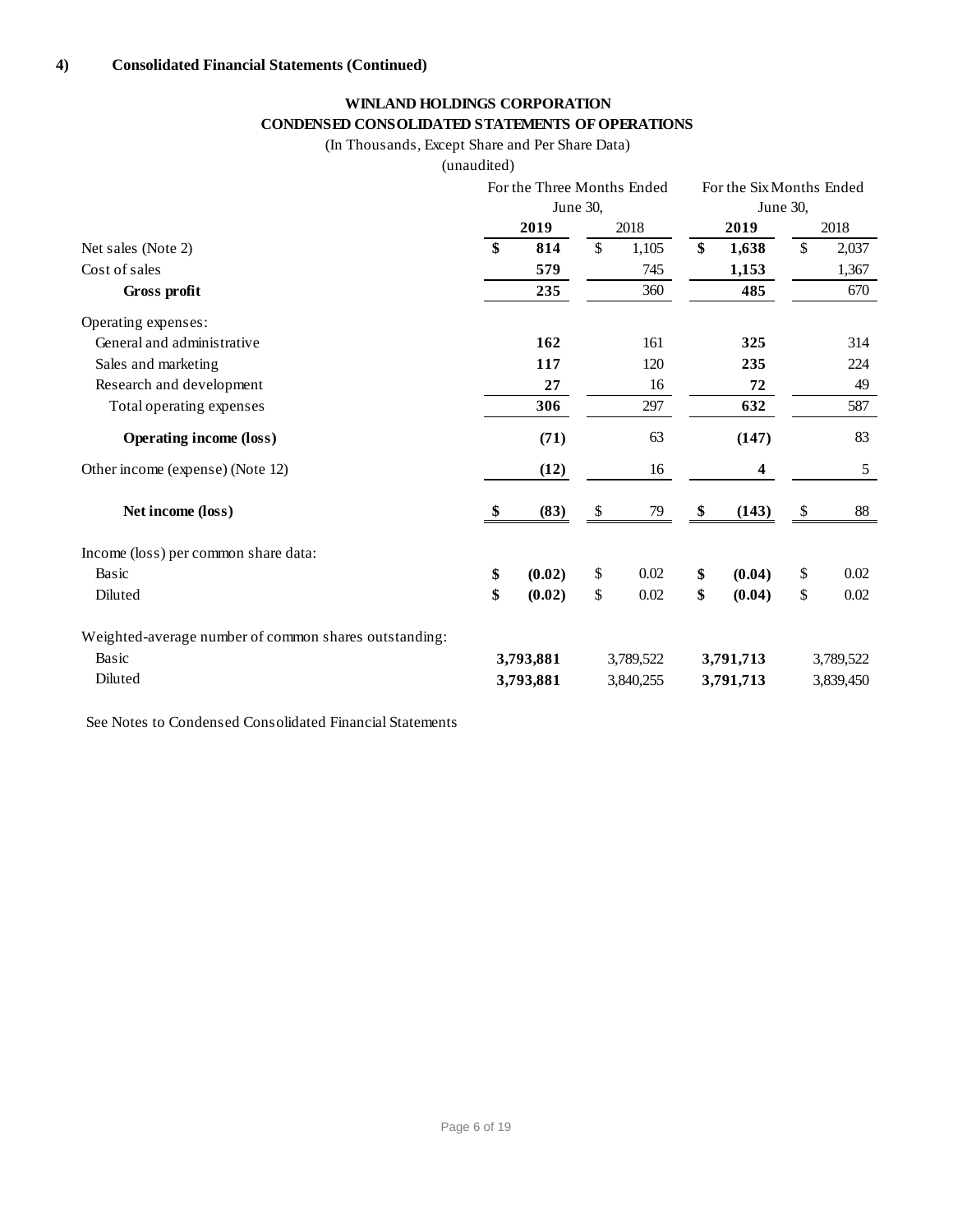## 4) Consolidated Financial Statements (Continued)

**WINLAND HOLDINGS CORPORATION**
**CONDENSED CONSOLIDATED STATEMENTS OF OPERATIONS**
(In Thousands, Except Share and Per Share Data)
(unaudited)

| | For the Three Months Ended June 30, | | For the Six Months Ended June 30, | |
|---|---|---|---|---|
| | **2019** | 2018 | **2019** | 2018 |
| Net sales (Note 2) | **$ 814** | $ 1,105 | **$ 1,638** | $ 2,037 |
| Cost of sales | **579** | 745 | **1,153** | 1,367 |
| **Gross profit** | **235** | 360 | **485** | 670 |
| Operating expenses: | | | | |
| General and administrative | **162** | 161 | **325** | 314 |
| Sales and marketing | **117** | 120 | **235** | 224 |
| Research and development | **27** | 16 | **72** | 49 |
| Total operating expenses | **306** | 297 | **632** | 587 |
| **Operating income (loss)** | **(71)** | 63 | **(147)** | 83 |
| Other income (expense) (Note 12) | **(12)** | 16 | **4** | 5 |
| **Net income (loss)** | **$ (83)** | $ 79 | **$ (143)** | $ 88 |
| Income (loss) per common share data: | | | | |
| Basic | **$ (0.02)** | $ 0.02 | **$ (0.04)** | $ 0.02 |
| Diluted | **$ (0.02)** | $ 0.02 | **$ (0.04)** | $ 0.02 |
| Weighted-average number of common shares outstanding: | | | | |
| Basic | **3,793,881** | 3,789,522 | **3,791,713** | 3,789,522 |
| Diluted | **3,793,881** | 3,840,255 | **3,791,713** | 3,839,450 |

See Notes to Condensed Consolidated Financial Statements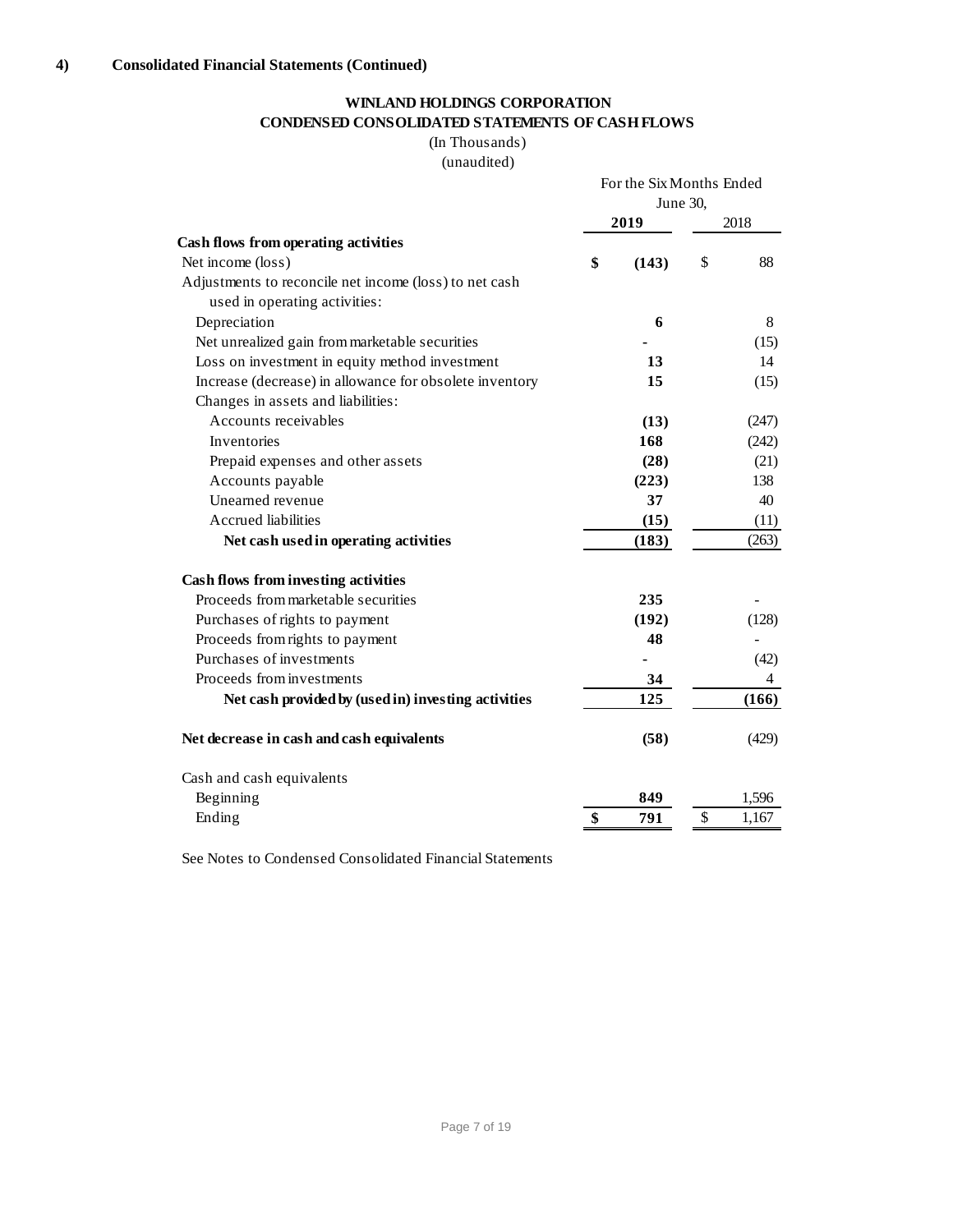**4) Consolidated Financial Statements (Continued)**

**WINLAND HOLDINGS CORPORATION**
**CONDENSED CONSOLIDATED STATEMENTS OF CASH FLOWS**
(In Thousands)
(unaudited)

| | For the Six Months Ended June 30, | |
|---|---|---|
| | **2019** | 2018 |
| **Cash flows from operating activities** | | |
| Net income (loss) | **$ (143)** | $ 88 |
| Adjustments to reconcile net income (loss) to net cash used in operating activities: | | |
| Depreciation | **6** | 8 |
| Net unrealized gain from marketable securities | **-** | (15) |
| Loss on investment in equity method investment | **13** | 14 |
| Increase (decrease) in allowance for obsolete inventory | **15** | (15) |
| Changes in assets and liabilities: | | |
| Accounts receivables | **(13)** | (247) |
| Inventories | **168** | (242) |
| Prepaid expenses and other assets | **(28)** | (21) |
| Accounts payable | **(223)** | 138 |
| Unearned revenue | **37** | 40 |
| Accrued liabilities | **(15)** | (11) |
| **Net cash used in operating activities** | **(183)** | (263) |
| **Cash flows from investing activities** | | |
| Proceeds from marketable securities | **235** | - |
| Purchases of rights to payment | **(192)** | (128) |
| Proceeds from rights to payment | **48** | - |
| Purchases of investments | **-** | (42) |
| Proceeds from investments | **34** | 4 |
| **Net cash provided by (used in) investing activities** | **125** | **(166)** |
| **Net decrease in cash and cash equivalents** | **(58)** | (429) |
| Cash and cash equivalents | | |
| Beginning | **849** | 1,596 |
| Ending | **$ 791** | $ 1,167 |

See Notes to Condensed Consolidated Financial Statements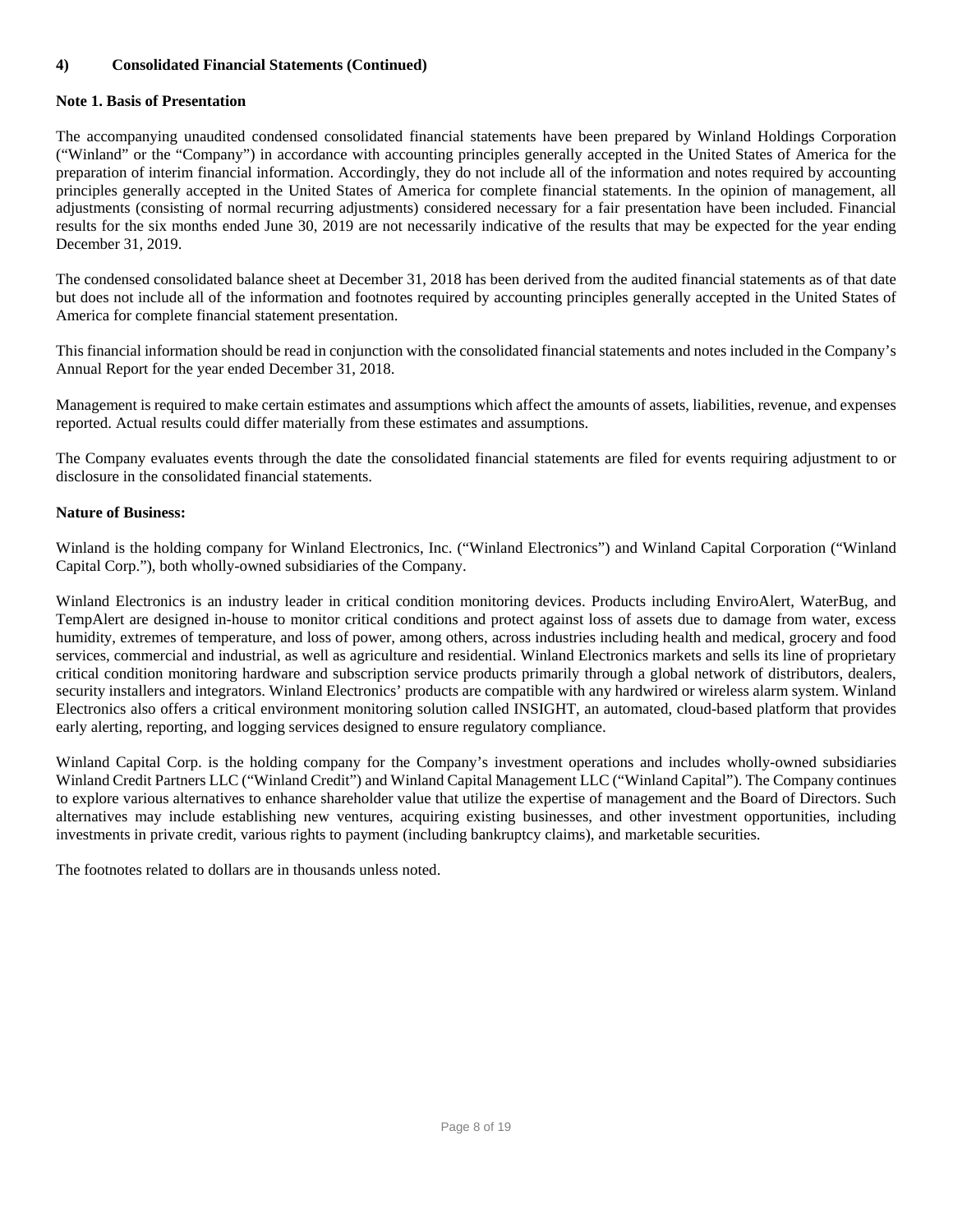**4) Consolidated Financial Statements (Continued)**

**Note 1. Basis of Presentation**

The accompanying unaudited condensed consolidated financial statements have been prepared by Winland Holdings Corporation ("Winland" or the "Company") in accordance with accounting principles generally accepted in the United States of America for the preparation of interim financial information. Accordingly, they do not include all of the information and notes required by accounting principles generally accepted in the United States of America for complete financial statements. In the opinion of management, all adjustments (consisting of normal recurring adjustments) considered necessary for a fair presentation have been included. Financial results for the six months ended June 30, 2019 are not necessarily indicative of the results that may be expected for the year ending December 31, 2019.

The condensed consolidated balance sheet at December 31, 2018 has been derived from the audited financial statements as of that date but does not include all of the information and footnotes required by accounting principles generally accepted in the United States of America for complete financial statement presentation.

This financial information should be read in conjunction with the consolidated financial statements and notes included in the Company's Annual Report for the year ended December 31, 2018.

Management is required to make certain estimates and assumptions which affect the amounts of assets, liabilities, revenue, and expenses reported. Actual results could differ materially from these estimates and assumptions.

The Company evaluates events through the date the consolidated financial statements are filed for events requiring adjustment to or disclosure in the consolidated financial statements.

**Nature of Business:**

Winland is the holding company for Winland Electronics, Inc. ("Winland Electronics") and Winland Capital Corporation ("Winland Capital Corp."), both wholly-owned subsidiaries of the Company.

Winland Electronics is an industry leader in critical condition monitoring devices. Products including EnviroAlert, WaterBug, and TempAlert are designed in-house to monitor critical conditions and protect against loss of assets due to damage from water, excess humidity, extremes of temperature, and loss of power, among others, across industries including health and medical, grocery and food services, commercial and industrial, as well as agriculture and residential. Winland Electronics markets and sells its line of proprietary critical condition monitoring hardware and subscription service products primarily through a global network of distributors, dealers, security installers and integrators. Winland Electronics' products are compatible with any hardwired or wireless alarm system. Winland Electronics also offers a critical environment monitoring solution called INSIGHT, an automated, cloud-based platform that provides early alerting, reporting, and logging services designed to ensure regulatory compliance.

Winland Capital Corp. is the holding company for the Company's investment operations and includes wholly-owned subsidiaries Winland Credit Partners LLC ("Winland Credit") and Winland Capital Management LLC ("Winland Capital"). The Company continues to explore various alternatives to enhance shareholder value that utilize the expertise of management and the Board of Directors. Such alternatives may include establishing new ventures, acquiring existing businesses, and other investment opportunities, including investments in private credit, various rights to payment (including bankruptcy claims), and marketable securities.

The footnotes related to dollars are in thousands unless noted.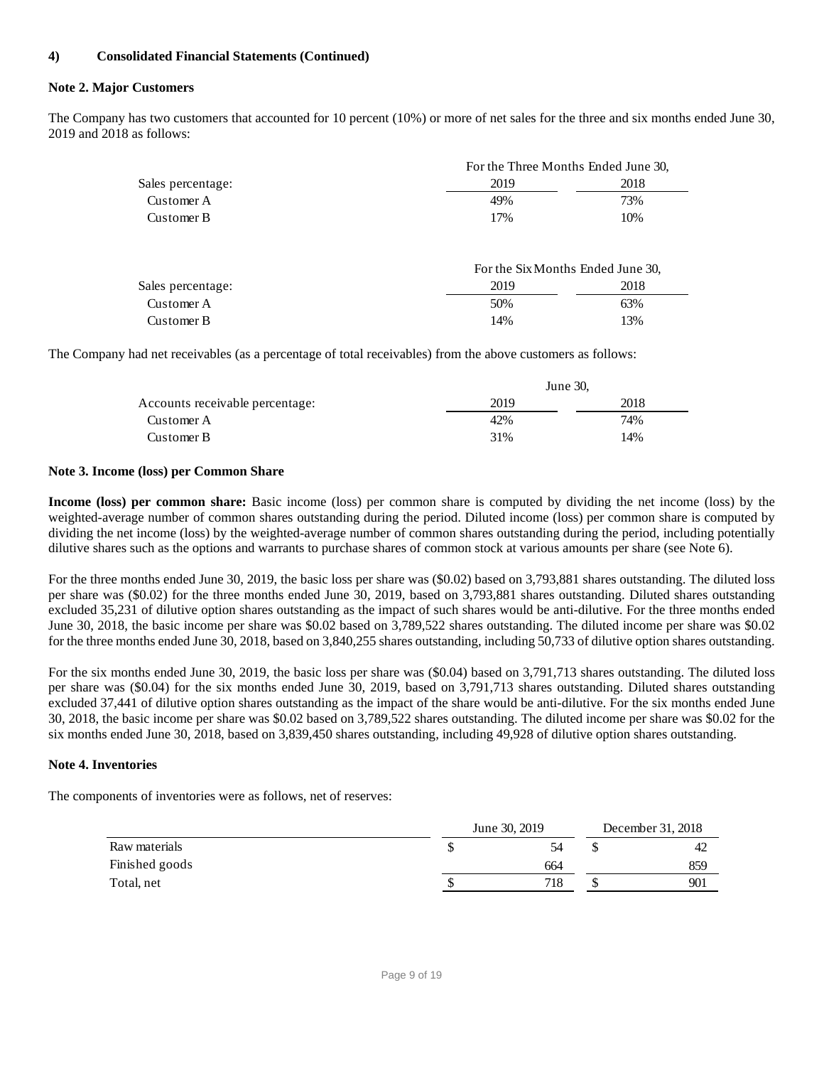**4) Consolidated Financial Statements (Continued)**

**Note 2. Major Customers**

The Company has two customers that accounted for 10 percent (10%) or more of net sales for the three and six months ended June 30, 2019 and 2018 as follows:

| | For the Three Months Ended June 30, | |
|---|---|---|
| Sales percentage: | 2019 | 2018 |
| Customer A | 49% | 73% |
| Customer B | 17% | 10% |

| | For the Six Months Ended June 30, | |
|---|---|---|
| Sales percentage: | 2019 | 2018 |
| Customer A | 50% | 63% |
| Customer B | 14% | 13% |

The Company had net receivables (as a percentage of total receivables) from the above customers as follows:

| | June 30, | |
|---|---|---|
| Accounts receivable percentage: | 2019 | 2018 |
| Customer A | 42% | 74% |
| Customer B | 31% | 14% |

**Note 3. Income (loss) per Common Share**

**Income (loss) per common share:** Basic income (loss) per common share is computed by dividing the net income (loss) by the weighted-average number of common shares outstanding during the period. Diluted income (loss) per common share is computed by dividing the net income (loss) by the weighted-average number of common shares outstanding during the period, including potentially dilutive shares such as the options and warrants to purchase shares of common stock at various amounts per share (see Note 6).

For the three months ended June 30, 2019, the basic loss per share was ($0.02) based on 3,793,881 shares outstanding. The diluted loss per share was ($0.02) for the three months ended June 30, 2019, based on 3,793,881 shares outstanding. Diluted shares outstanding excluded 35,231 of dilutive option shares outstanding as the impact of such shares would be anti-dilutive. For the three months ended June 30, 2018, the basic income per share was $0.02 based on 3,789,522 shares outstanding. The diluted income per share was $0.02 for the three months ended June 30, 2018, based on 3,840,255 shares outstanding, including 50,733 of dilutive option shares outstanding.

For the six months ended June 30, 2019, the basic loss per share was ($0.04) based on 3,791,713 shares outstanding. The diluted loss per share was ($0.04) for the six months ended June 30, 2019, based on 3,791,713 shares outstanding. Diluted shares outstanding excluded 37,441 of dilutive option shares outstanding as the impact of the share would be anti-dilutive. For the six months ended June 30, 2018, the basic income per share was $0.02 based on 3,789,522 shares outstanding. The diluted income per share was $0.02 for the six months ended June 30, 2018, based on 3,839,450 shares outstanding, including 49,928 of dilutive option shares outstanding.

**Note 4. Inventories**

The components of inventories were as follows, net of reserves:

| | June 30, 2019 | December 31, 2018 |
|---|---|---|
| Raw materials | $ 54 | $ 42 |
| Finished goods | 664 | 859 |
| Total, net | $ 718 | $ 901 |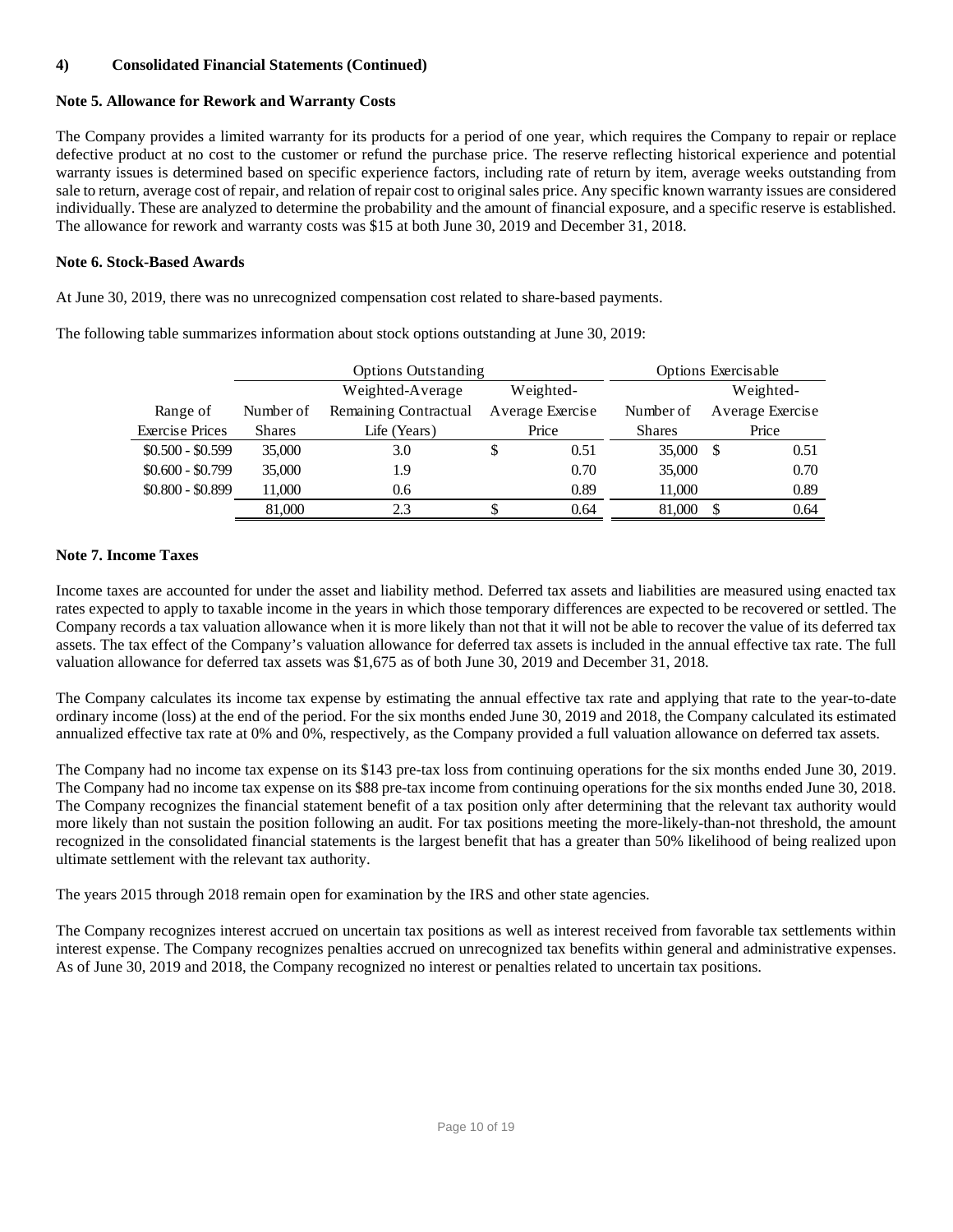**4) Consolidated Financial Statements (Continued)**

**Note 5. Allowance for Rework and Warranty Costs**

The Company provides a limited warranty for its products for a period of one year, which requires the Company to repair or replace defective product at no cost to the customer or refund the purchase price. The reserve reflecting historical experience and potential warranty issues is determined based on specific experience factors, including rate of return by item, average weeks outstanding from sale to return, average cost of repair, and relation of repair cost to original sales price. Any specific known warranty issues are considered individually. These are analyzed to determine the probability and the amount of financial exposure, and a specific reserve is established. The allowance for rework and warranty costs was $15 at both June 30, 2019 and December 31, 2018.

**Note 6. Stock-Based Awards**

At June 30, 2019, there was no unrecognized compensation cost related to share-based payments.

The following table summarizes information about stock options outstanding at June 30, 2019:

| | Options Outstanding | | | Options Exercisable | |
|---|---|---|---|---|---|
| Range of Exercise Prices | Number of Shares | Weighted-Average Remaining Contractual Life (Years) | Weighted-Average Exercise Price | Number of Shares | Weighted-Average Exercise Price |
| $0.500 - $0.599 | 35,000 | 3.0 | $ 0.51 | 35,000 | $ 0.51 |
| $0.600 - $0.799 | 35,000 | 1.9 | 0.70 | 35,000 | 0.70 |
| $0.800 - $0.899 | 11,000 | 0.6 | 0.89 | 11,000 | 0.89 |
| | 81,000 | 2.3 | $ 0.64 | 81,000 | $ 0.64 |

**Note 7. Income Taxes**

Income taxes are accounted for under the asset and liability method. Deferred tax assets and liabilities are measured using enacted tax rates expected to apply to taxable income in the years in which those temporary differences are expected to be recovered or settled. The Company records a tax valuation allowance when it is more likely than not that it will not be able to recover the value of its deferred tax assets. The tax effect of the Company's valuation allowance for deferred tax assets is included in the annual effective tax rate. The full valuation allowance for deferred tax assets was $1,675 as of both June 30, 2019 and December 31, 2018.

The Company calculates its income tax expense by estimating the annual effective tax rate and applying that rate to the year-to-date ordinary income (loss) at the end of the period. For the six months ended June 30, 2019 and 2018, the Company calculated its estimated annualized effective tax rate at 0% and 0%, respectively, as the Company provided a full valuation allowance on deferred tax assets.

The Company had no income tax expense on its $143 pre-tax loss from continuing operations for the six months ended June 30, 2019. The Company had no income tax expense on its $88 pre-tax income from continuing operations for the six months ended June 30, 2018. The Company recognizes the financial statement benefit of a tax position only after determining that the relevant tax authority would more likely than not sustain the position following an audit. For tax positions meeting the more-likely-than-not threshold, the amount recognized in the consolidated financial statements is the largest benefit that has a greater than 50% likelihood of being realized upon ultimate settlement with the relevant tax authority.

The years 2015 through 2018 remain open for examination by the IRS and other state agencies.

The Company recognizes interest accrued on uncertain tax positions as well as interest received from favorable tax settlements within interest expense. The Company recognizes penalties accrued on unrecognized tax benefits within general and administrative expenses. As of June 30, 2019 and 2018, the Company recognized no interest or penalties related to uncertain tax positions.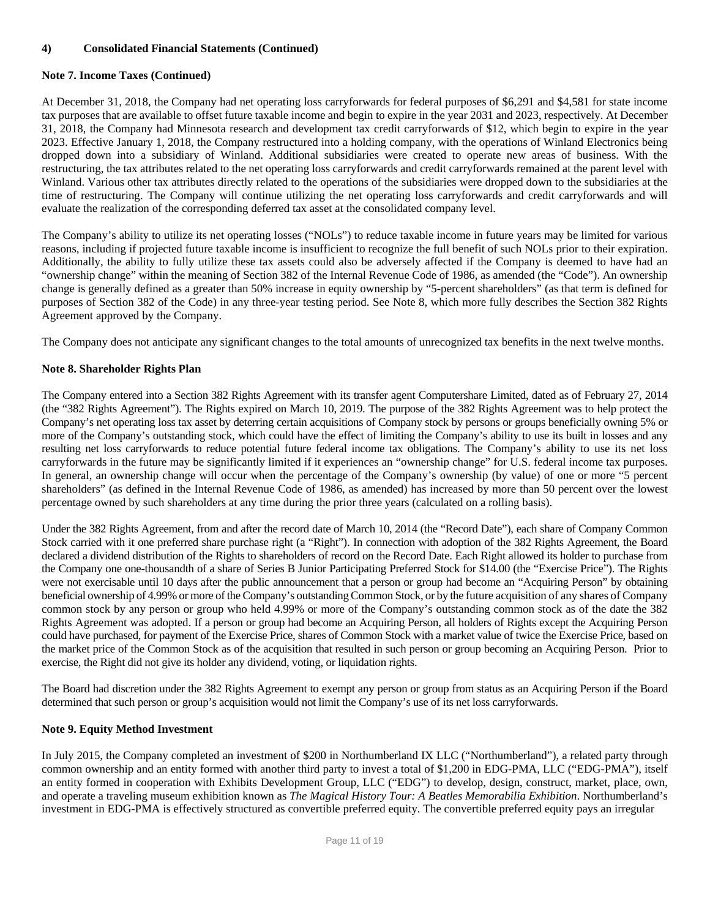**4) Consolidated Financial Statements (Continued)**

**Note 7. Income Taxes (Continued)**

At December 31, 2018, the Company had net operating loss carryforwards for federal purposes of $6,291 and $4,581 for state income tax purposes that are available to offset future taxable income and begin to expire in the year 2031 and 2023, respectively. At December 31, 2018, the Company had Minnesota research and development tax credit carryforwards of $12, which begin to expire in the year 2023. Effective January 1, 2018, the Company restructured into a holding company, with the operations of Winland Electronics being dropped down into a subsidiary of Winland. Additional subsidiaries were created to operate new areas of business. With the restructuring, the tax attributes related to the net operating loss carryforwards and credit carryforwards remained at the parent level with Winland. Various other tax attributes directly related to the operations of the subsidiaries were dropped down to the subsidiaries at the time of restructuring. The Company will continue utilizing the net operating loss carryforwards and credit carryforwards and will evaluate the realization of the corresponding deferred tax asset at the consolidated company level.

The Company's ability to utilize its net operating losses ("NOLs") to reduce taxable income in future years may be limited for various reasons, including if projected future taxable income is insufficient to recognize the full benefit of such NOLs prior to their expiration. Additionally, the ability to fully utilize these tax assets could also be adversely affected if the Company is deemed to have had an "ownership change" within the meaning of Section 382 of the Internal Revenue Code of 1986, as amended (the "Code"). An ownership change is generally defined as a greater than 50% increase in equity ownership by "5-percent shareholders" (as that term is defined for purposes of Section 382 of the Code) in any three-year testing period. See Note 8, which more fully describes the Section 382 Rights Agreement approved by the Company.

The Company does not anticipate any significant changes to the total amounts of unrecognized tax benefits in the next twelve months.

**Note 8. Shareholder Rights Plan**

The Company entered into a Section 382 Rights Agreement with its transfer agent Computershare Limited, dated as of February 27, 2014 (the "382 Rights Agreement"). The Rights expired on March 10, 2019. The purpose of the 382 Rights Agreement was to help protect the Company's net operating loss tax asset by deterring certain acquisitions of Company stock by persons or groups beneficially owning 5% or more of the Company's outstanding stock, which could have the effect of limiting the Company's ability to use its built in losses and any resulting net loss carryforwards to reduce potential future federal income tax obligations. The Company's ability to use its net loss carryforwards in the future may be significantly limited if it experiences an "ownership change" for U.S. federal income tax purposes. In general, an ownership change will occur when the percentage of the Company's ownership (by value) of one or more "5 percent shareholders" (as defined in the Internal Revenue Code of 1986, as amended) has increased by more than 50 percent over the lowest percentage owned by such shareholders at any time during the prior three years (calculated on a rolling basis).

Under the 382 Rights Agreement, from and after the record date of March 10, 2014 (the "Record Date"), each share of Company Common Stock carried with it one preferred share purchase right (a "Right"). In connection with adoption of the 382 Rights Agreement, the Board declared a dividend distribution of the Rights to shareholders of record on the Record Date. Each Right allowed its holder to purchase from the Company one one-thousandth of a share of Series B Junior Participating Preferred Stock for $14.00 (the "Exercise Price"). The Rights were not exercisable until 10 days after the public announcement that a person or group had become an "Acquiring Person" by obtaining beneficial ownership of 4.99% or more of the Company's outstanding Common Stock, or by the future acquisition of any shares of Company common stock by any person or group who held 4.99% or more of the Company's outstanding common stock as of the date the 382 Rights Agreement was adopted. If a person or group had become an Acquiring Person, all holders of Rights except the Acquiring Person could have purchased, for payment of the Exercise Price, shares of Common Stock with a market value of twice the Exercise Price, based on the market price of the Common Stock as of the acquisition that resulted in such person or group becoming an Acquiring Person. Prior to exercise, the Right did not give its holder any dividend, voting, or liquidation rights.

The Board had discretion under the 382 Rights Agreement to exempt any person or group from status as an Acquiring Person if the Board determined that such person or group's acquisition would not limit the Company's use of its net loss carryforwards.

**Note 9. Equity Method Investment**

In July 2015, the Company completed an investment of $200 in Northumberland IX LLC ("Northumberland"), a related party through common ownership and an entity formed with another third party to invest a total of $1,200 in EDG-PMA, LLC ("EDG-PMA"), itself an entity formed in cooperation with Exhibits Development Group, LLC ("EDG") to develop, design, construct, market, place, own, and operate a traveling museum exhibition known as *The Magical History Tour: A Beatles Memorabilia Exhibition*. Northumberland's investment in EDG-PMA is effectively structured as convertible preferred equity. The convertible preferred equity pays an irregular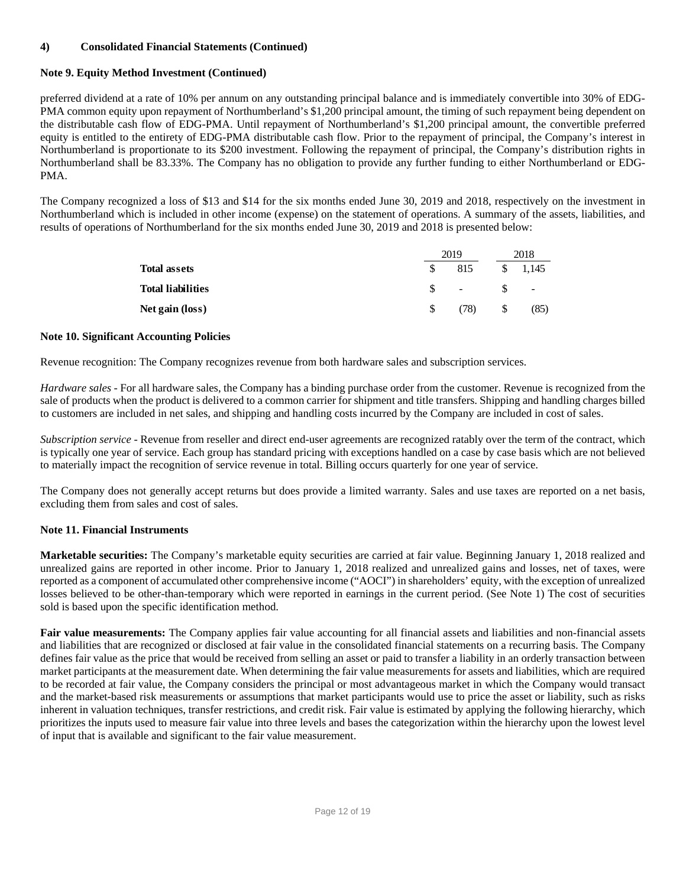## 4) Consolidated Financial Statements (Continued)

### Note 9. Equity Method Investment (Continued)

preferred dividend at a rate of 10% per annum on any outstanding principal balance and is immediately convertible into 30% of EDG-PMA common equity upon repayment of Northumberland's $1,200 principal amount, the timing of such repayment being dependent on the distributable cash flow of EDG-PMA. Until repayment of Northumberland's $1,200 principal amount, the convertible preferred equity is entitled to the entirety of EDG-PMA distributable cash flow. Prior to the repayment of principal, the Company's interest in Northumberland is proportionate to its $200 investment. Following the repayment of principal, the Company's distribution rights in Northumberland shall be 83.33%. The Company has no obligation to provide any further funding to either Northumberland or EDG-PMA.

The Company recognized a loss of $13 and $14 for the six months ended June 30, 2019 and 2018, respectively on the investment in Northumberland which is included in other income (expense) on the statement of operations. A summary of the assets, liabilities, and results of operations of Northumberland for the six months ended June 30, 2019 and 2018 is presented below:

| | 2019 | 2018 |
|---|---|---|
| **Total assets** | $ 815 | $ 1,145 |
| **Total liabilities** | $ - | $ - |
| **Net gain (loss)** | $ (78) | $ (85) |

### Note 10. Significant Accounting Policies

Revenue recognition: The Company recognizes revenue from both hardware sales and subscription services.

*Hardware sales* - For all hardware sales, the Company has a binding purchase order from the customer. Revenue is recognized from the sale of products when the product is delivered to a common carrier for shipment and title transfers. Shipping and handling charges billed to customers are included in net sales, and shipping and handling costs incurred by the Company are included in cost of sales.

*Subscription service* - Revenue from reseller and direct end-user agreements are recognized ratably over the term of the contract, which is typically one year of service. Each group has standard pricing with exceptions handled on a case by case basis which are not believed to materially impact the recognition of service revenue in total. Billing occurs quarterly for one year of service.

The Company does not generally accept returns but does provide a limited warranty. Sales and use taxes are reported on a net basis, excluding them from sales and cost of sales.

### Note 11. Financial Instruments

**Marketable securities:** The Company's marketable equity securities are carried at fair value. Beginning January 1, 2018 realized and unrealized gains are reported in other income. Prior to January 1, 2018 realized and unrealized gains and losses, net of taxes, were reported as a component of accumulated other comprehensive income ("AOCI") in shareholders' equity, with the exception of unrealized losses believed to be other-than-temporary which were reported in earnings in the current period. (See Note 1) The cost of securities sold is based upon the specific identification method.

**Fair value measurements:** The Company applies fair value accounting for all financial assets and liabilities and non-financial assets and liabilities that are recognized or disclosed at fair value in the consolidated financial statements on a recurring basis. The Company defines fair value as the price that would be received from selling an asset or paid to transfer a liability in an orderly transaction between market participants at the measurement date. When determining the fair value measurements for assets and liabilities, which are required to be recorded at fair value, the Company considers the principal or most advantageous market in which the Company would transact and the market-based risk measurements or assumptions that market participants would use to price the asset or liability, such as risks inherent in valuation techniques, transfer restrictions, and credit risk. Fair value is estimated by applying the following hierarchy, which prioritizes the inputs used to measure fair value into three levels and bases the categorization within the hierarchy upon the lowest level of input that is available and significant to the fair value measurement.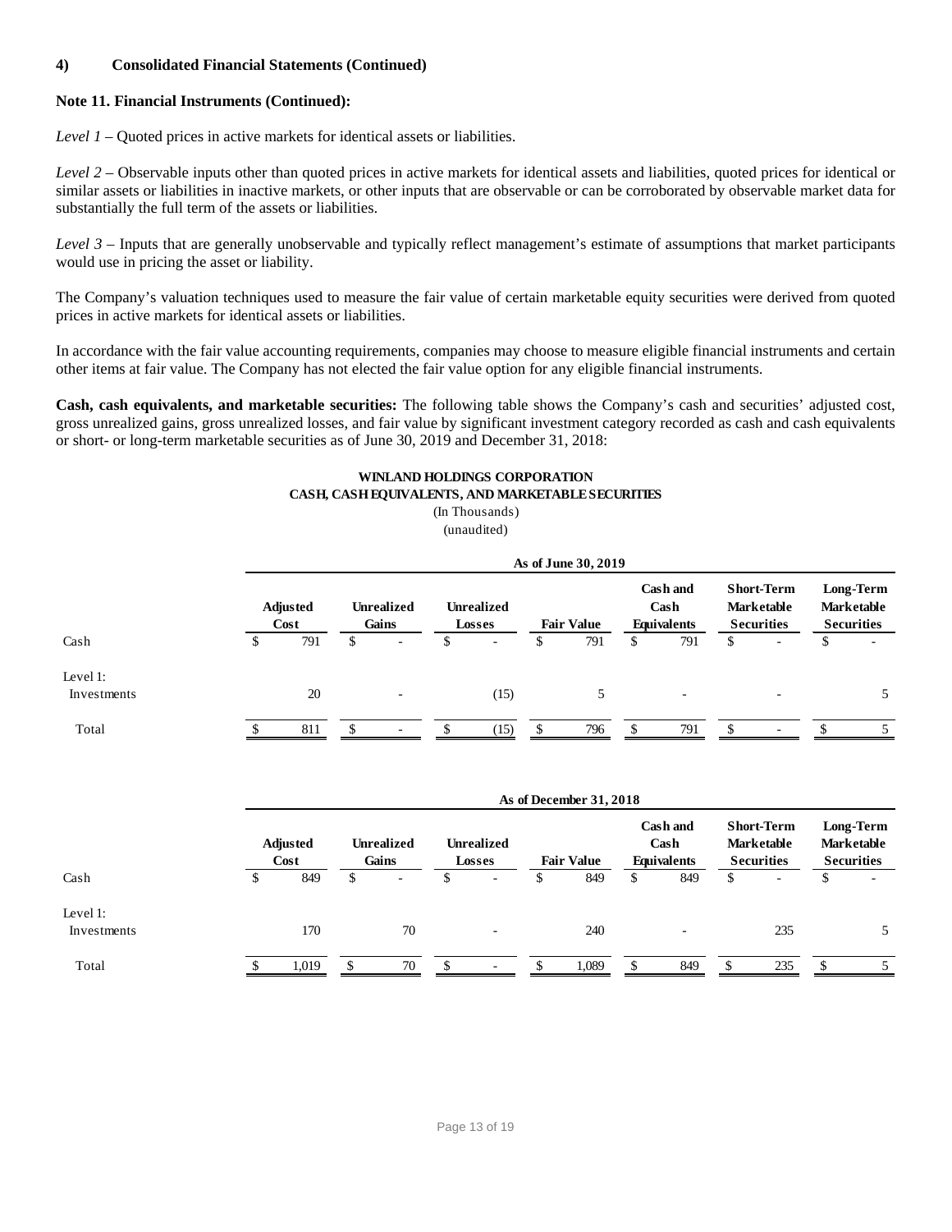**4) Consolidated Financial Statements (Continued)**

**Note 11. Financial Instruments (Continued):**

*Level 1* – Quoted prices in active markets for identical assets or liabilities.

*Level 2* – Observable inputs other than quoted prices in active markets for identical assets and liabilities, quoted prices for identical or similar assets or liabilities in inactive markets, or other inputs that are observable or can be corroborated by observable market data for substantially the full term of the assets or liabilities.

*Level 3* – Inputs that are generally unobservable and typically reflect management's estimate of assumptions that market participants would use in pricing the asset or liability.

The Company's valuation techniques used to measure the fair value of certain marketable equity securities were derived from quoted prices in active markets for identical assets or liabilities.

In accordance with the fair value accounting requirements, companies may choose to measure eligible financial instruments and certain other items at fair value. The Company has not elected the fair value option for any eligible financial instruments.

**Cash, cash equivalents, and marketable securities:** The following table shows the Company's cash and securities' adjusted cost, gross unrealized gains, gross unrealized losses, and fair value by significant investment category recorded as cash and cash equivalents or short- or long-term marketable securities as of June 30, 2019 and December 31, 2018:

**WINLAND HOLDINGS CORPORATION**
**CASH, CASH EQUIVALENTS, AND MARKETABLE SECURITIES**
(In Thousands)
(unaudited)

| | As of June 30, 2019 | | | | | | |
|---|---|---|---|---|---|---|---|
| | **Adjusted Cost** | **Unrealized Gains** | **Unrealized Losses** | **Fair Value** | **Cash and Cash Equivalents** | **Short-Term Marketable Securities** | **Long-Term Marketable Securities** |
| Cash | $ 791 | $ - | $ - | $ 791 | $ 791 | $ - | $ - |
| Level 1: | | | | | | | |
| Investments | 20 | - | (15) | 5 | - | - | 5 |
| Total | $ 811 | $ - | $ (15) | $ 796 | $ 791 | $ - | $ 5 |

| | As of December 31, 2018 | | | | | | |
|---|---|---|---|---|---|---|---|
| | **Adjusted Cost** | **Unrealized Gains** | **Unrealized Losses** | **Fair Value** | **Cash and Cash Equivalents** | **Short-Term Marketable Securities** | **Long-Term Marketable Securities** |
| Cash | $ 849 | $ - | $ - | $ 849 | $ 849 | $ - | $ - |
| Level 1: | | | | | | | |
| Investments | 170 | 70 | - | 240 | - | 235 | 5 |
| Total | $ 1,019 | $ 70 | $ - | $ 1,089 | $ 849 | $ 235 | $ 5 |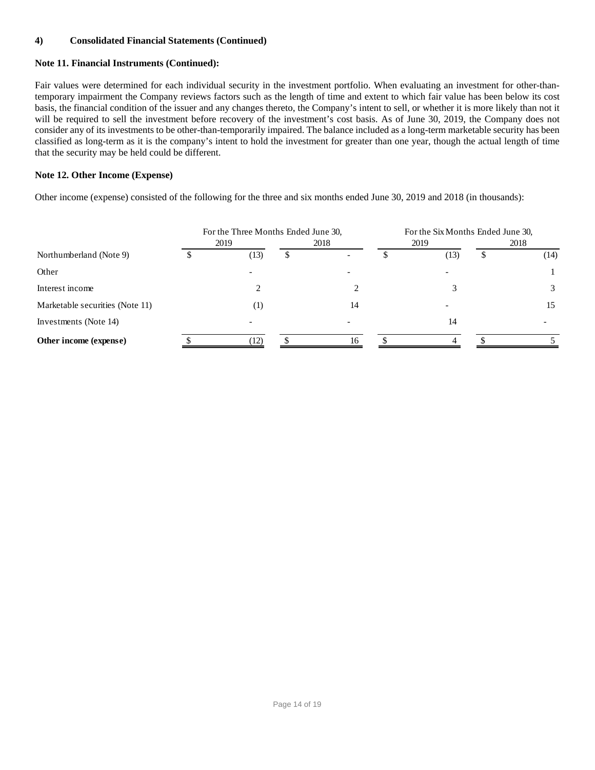**4) Consolidated Financial Statements (Continued)**

**Note 11. Financial Instruments (Continued):**

Fair values were determined for each individual security in the investment portfolio. When evaluating an investment for other-than-temporary impairment the Company reviews factors such as the length of time and extent to which fair value has been below its cost basis, the financial condition of the issuer and any changes thereto, the Company's intent to sell, or whether it is more likely than not it will be required to sell the investment before recovery of the investment's cost basis. As of June 30, 2019, the Company does not consider any of its investments to be other-than-temporarily impaired. The balance included as a long-term marketable security has been classified as long-term as it is the company's intent to hold the investment for greater than one year, though the actual length of time that the security may be held could be different.

**Note 12. Other Income (Expense)**

Other income (expense) consisted of the following for the three and six months ended June 30, 2019 and 2018 (in thousands):

| | For the Three Months Ended June 30, | | For the Six Months Ended June 30, | |
|---|---|---|---|---|
| | 2019 | 2018 | 2019 | 2018 |
| Northumberland (Note 9) | $ (13) | $ - | $ (13) | $ (14) |
| Other | - | - | - | 1 |
| Interest income | 2 | 2 | 3 | 3 |
| Marketable securities (Note 11) | (1) | 14 | - | 15 |
| Investments (Note 14) | - | - | 14 | - |
| **Other income (expense)** | $ (12) | $ 16 | $ 4 | $ 5 |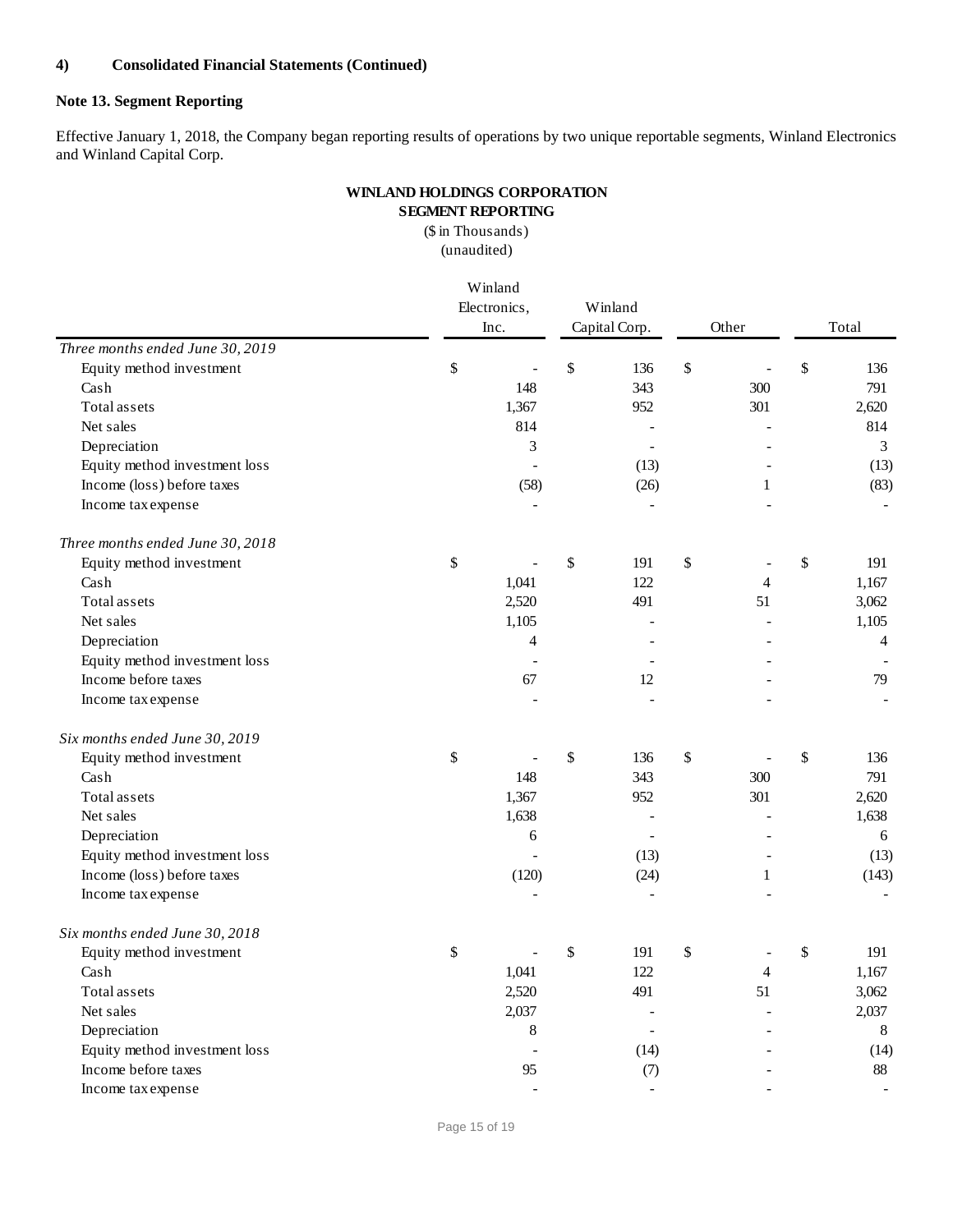**4) Consolidated Financial Statements (Continued)**

**Note 13. Segment Reporting**

Effective January 1, 2018, the Company began reporting results of operations by two unique reportable segments, Winland Electronics and Winland Capital Corp.

**WINLAND HOLDINGS CORPORATION**
**SEGMENT REPORTING**
($ in Thousands)
(unaudited)

| | Winland Electronics, Inc. | Winland Capital Corp. | Other | Total |
|---|---|---|---|---|
| *Three months ended June 30, 2019* | | | | |
| Equity method investment | $ - | $ 136 | $ - | $ 136 |
| Cash | 148 | 343 | 300 | 791 |
| Total assets | 1,367 | 952 | 301 | 2,620 |
| Net sales | 814 | - | - | 814 |
| Depreciation | 3 | - | - | 3 |
| Equity method investment loss | - | (13) | - | (13) |
| Income (loss) before taxes | (58) | (26) | 1 | (83) |
| Income tax expense | - | - | - | - |
| *Three months ended June 30, 2018* | | | | |
| Equity method investment | $ - | $ 191 | $ - | $ 191 |
| Cash | 1,041 | 122 | 4 | 1,167 |
| Total assets | 2,520 | 491 | 51 | 3,062 |
| Net sales | 1,105 | - | - | 1,105 |
| Depreciation | 4 | - | - | 4 |
| Equity method investment loss | - | - | - | - |
| Income before taxes | 67 | 12 | - | 79 |
| Income tax expense | - | - | - | - |
| *Six months ended June 30, 2019* | | | | |
| Equity method investment | $ - | $ 136 | $ - | $ 136 |
| Cash | 148 | 343 | 300 | 791 |
| Total assets | 1,367 | 952 | 301 | 2,620 |
| Net sales | 1,638 | - | - | 1,638 |
| Depreciation | 6 | - | - | 6 |
| Equity method investment loss | - | (13) | - | (13) |
| Income (loss) before taxes | (120) | (24) | 1 | (143) |
| Income tax expense | - | - | - | - |
| *Six months ended June 30, 2018* | | | | |
| Equity method investment | $ - | $ 191 | $ - | $ 191 |
| Cash | 1,041 | 122 | 4 | 1,167 |
| Total assets | 2,520 | 491 | 51 | 3,062 |
| Net sales | 2,037 | - | - | 2,037 |
| Depreciation | 8 | - | - | 8 |
| Equity method investment loss | - | (14) | - | (14) |
| Income before taxes | 95 | (7) | - | 88 |
| Income tax expense | - | - | - | - |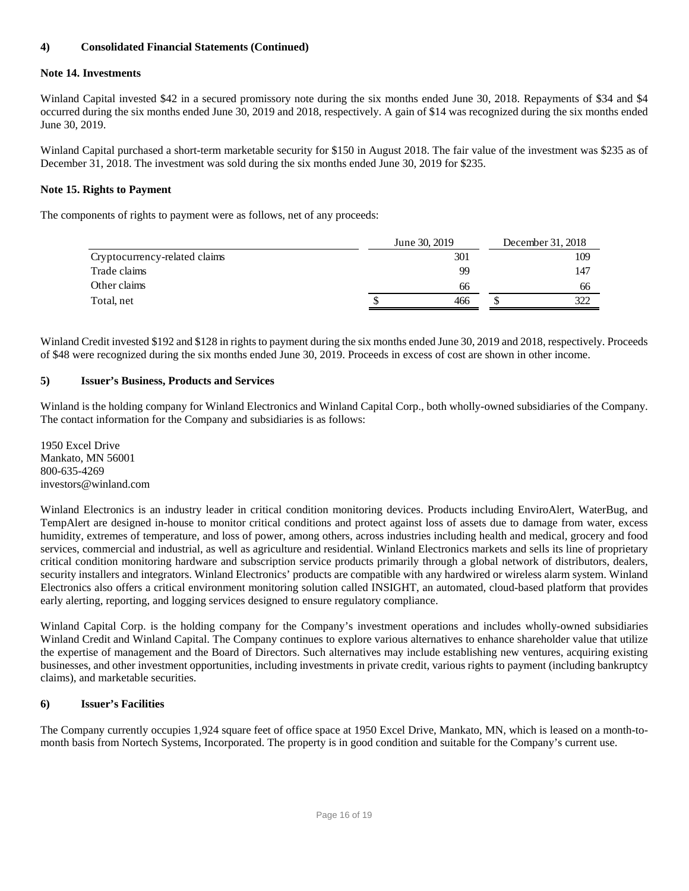## 4) Consolidated Financial Statements (Continued)

### Note 14. Investments

Winland Capital invested $42 in a secured promissory note during the six months ended June 30, 2018. Repayments of $34 and $4 occurred during the six months ended June 30, 2019 and 2018, respectively. A gain of $14 was recognized during the six months ended June 30, 2019.

Winland Capital purchased a short-term marketable security for $150 in August 2018. The fair value of the investment was $235 as of December 31, 2018. The investment was sold during the six months ended June 30, 2019 for $235.

### Note 15. Rights to Payment

The components of rights to payment were as follows, net of any proceeds:

| | June 30, 2019 | December 31, 2018 |
|---|---|---|
| Cryptocurrency-related claims | 301 | 109 |
| Trade claims | 99 | 147 |
| Other claims | 66 | 66 |
| Total, net | $ 466 | $ 322 |

Winland Credit invested $192 and $128 in rights to payment during the six months ended June 30, 2019 and 2018, respectively. Proceeds of $48 were recognized during the six months ended June 30, 2019. Proceeds in excess of cost are shown in other income.

## 5) Issuer's Business, Products and Services

Winland is the holding company for Winland Electronics and Winland Capital Corp., both wholly-owned subsidiaries of the Company. The contact information for the Company and subsidiaries is as follows:

1950 Excel Drive
Mankato, MN 56001
800-635-4269
investors@winland.com

Winland Electronics is an industry leader in critical condition monitoring devices. Products including EnviroAlert, WaterBug, and TempAlert are designed in-house to monitor critical conditions and protect against loss of assets due to damage from water, excess humidity, extremes of temperature, and loss of power, among others, across industries including health and medical, grocery and food services, commercial and industrial, as well as agriculture and residential. Winland Electronics markets and sells its line of proprietary critical condition monitoring hardware and subscription service products primarily through a global network of distributors, dealers, security installers and integrators. Winland Electronics' products are compatible with any hardwired or wireless alarm system. Winland Electronics also offers a critical environment monitoring solution called INSIGHT, an automated, cloud-based platform that provides early alerting, reporting, and logging services designed to ensure regulatory compliance.

Winland Capital Corp. is the holding company for the Company's investment operations and includes wholly-owned subsidiaries Winland Credit and Winland Capital. The Company continues to explore various alternatives to enhance shareholder value that utilize the expertise of management and the Board of Directors. Such alternatives may include establishing new ventures, acquiring existing businesses, and other investment opportunities, including investments in private credit, various rights to payment (including bankruptcy claims), and marketable securities.

## 6) Issuer's Facilities

The Company currently occupies 1,924 square feet of office space at 1950 Excel Drive, Mankato, MN, which is leased on a month-to-month basis from Nortech Systems, Incorporated. The property is in good condition and suitable for the Company's current use.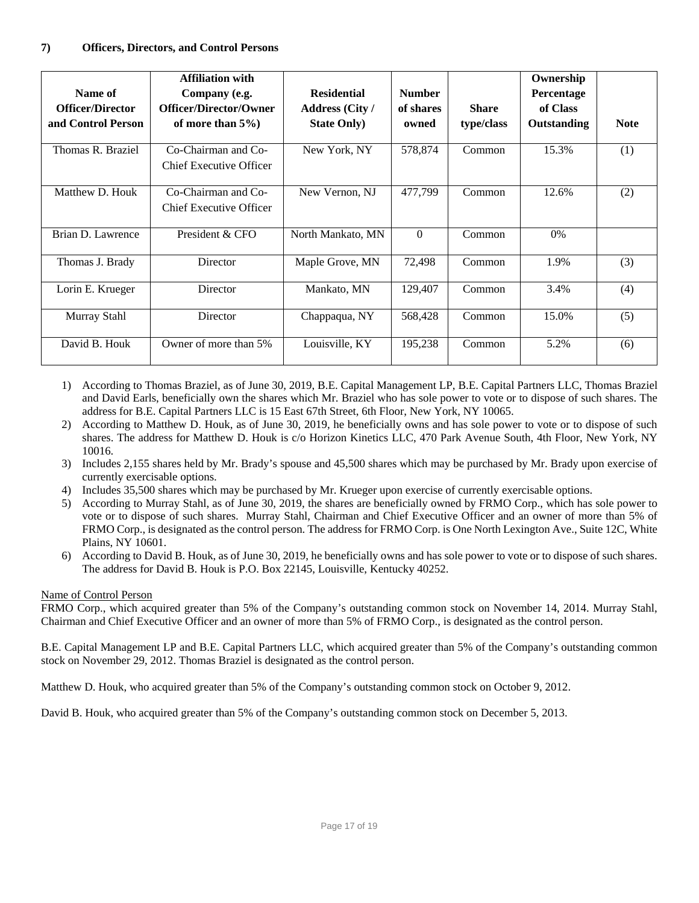**7) Officers, Directors, and Control Persons**

| Name of Officer/Director and Control Person | Affiliation with Company (e.g. Officer/Director/Owner of more than 5%) | Residential Address (City / State Only) | Number of shares owned | Share type/class | Ownership Percentage of Class Outstanding | Note |
|---|---|---|---|---|---|---|
| Thomas R. Braziel | Co-Chairman and Co-Chief Executive Officer | New York, NY | 578,874 | Common | 15.3% | (1) |
| Matthew D. Houk | Co-Chairman and Co-Chief Executive Officer | New Vernon, NJ | 477,799 | Common | 12.6% | (2) |
| Brian D. Lawrence | President & CFO | North Mankato, MN | 0 | Common | 0% | |
| Thomas J. Brady | Director | Maple Grove, MN | 72,498 | Common | 1.9% | (3) |
| Lorin E. Krueger | Director | Mankato, MN | 129,407 | Common | 3.4% | (4) |
| Murray Stahl | Director | Chappaqua, NY | 568,428 | Common | 15.0% | (5) |
| David B. Houk | Owner of more than 5% | Louisville, KY | 195,238 | Common | 5.2% | (6) |

1) According to Thomas Braziel, as of June 30, 2019, B.E. Capital Management LP, B.E. Capital Partners LLC, Thomas Braziel and David Earls, beneficially own the shares which Mr. Braziel who has sole power to vote or to dispose of such shares. The address for B.E. Capital Partners LLC is 15 East 67th Street, 6th Floor, New York, NY 10065.
2) According to Matthew D. Houk, as of June 30, 2019, he beneficially owns and has sole power to vote or to dispose of such shares. The address for Matthew D. Houk is c/o Horizon Kinetics LLC, 470 Park Avenue South, 4th Floor, New York, NY 10016.
3) Includes 2,155 shares held by Mr. Brady's spouse and 45,500 shares which may be purchased by Mr. Brady upon exercise of currently exercisable options.
4) Includes 35,500 shares which may be purchased by Mr. Krueger upon exercise of currently exercisable options.
5) According to Murray Stahl, as of June 30, 2019, the shares are beneficially owned by FRMO Corp., which has sole power to vote or to dispose of such shares. Murray Stahl, Chairman and Chief Executive Officer and an owner of more than 5% of FRMO Corp., is designated as the control person. The address for FRMO Corp. is One North Lexington Ave., Suite 12C, White Plains, NY 10601.
6) According to David B. Houk, as of June 30, 2019, he beneficially owns and has sole power to vote or to dispose of such shares. The address for David B. Houk is P.O. Box 22145, Louisville, Kentucky 40252.

Name of Control Person

FRMO Corp., which acquired greater than 5% of the Company's outstanding common stock on November 14, 2014. Murray Stahl, Chairman and Chief Executive Officer and an owner of more than 5% of FRMO Corp., is designated as the control person.

B.E. Capital Management LP and B.E. Capital Partners LLC, which acquired greater than 5% of the Company's outstanding common stock on November 29, 2012. Thomas Braziel is designated as the control person.

Matthew D. Houk, who acquired greater than 5% of the Company's outstanding common stock on October 9, 2012.

David B. Houk, who acquired greater than 5% of the Company's outstanding common stock on December 5, 2013.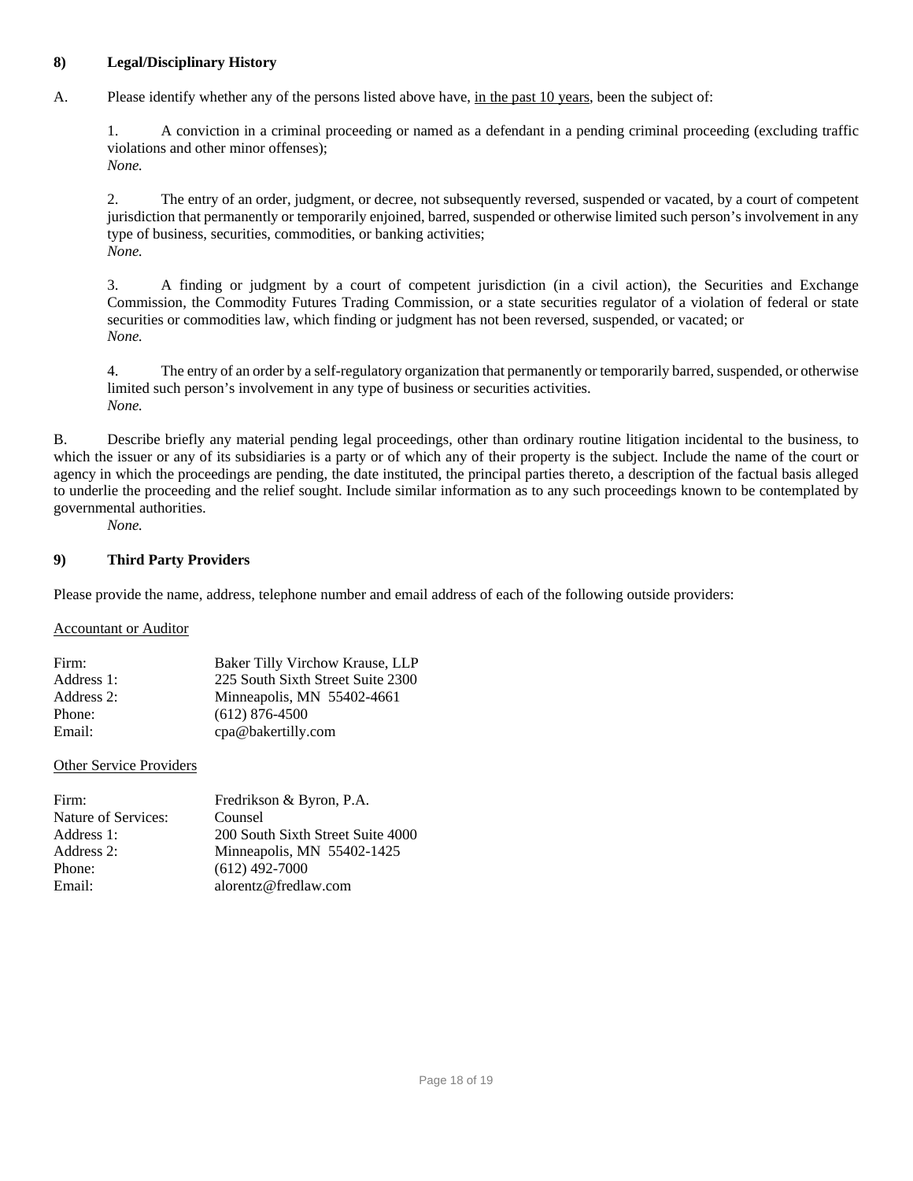## 8) Legal/Disciplinary History

A. Please identify whether any of the persons listed above have, in the past 10 years, been the subject of:

1. A conviction in a criminal proceeding or named as a defendant in a pending criminal proceeding (excluding traffic violations and other minor offenses);
*None.*

2. The entry of an order, judgment, or decree, not subsequently reversed, suspended or vacated, by a court of competent jurisdiction that permanently or temporarily enjoined, barred, suspended or otherwise limited such person's involvement in any type of business, securities, commodities, or banking activities;
*None.*

3. A finding or judgment by a court of competent jurisdiction (in a civil action), the Securities and Exchange Commission, the Commodity Futures Trading Commission, or a state securities regulator of a violation of federal or state securities or commodities law, which finding or judgment has not been reversed, suspended, or vacated; or
*None.*

4. The entry of an order by a self-regulatory organization that permanently or temporarily barred, suspended, or otherwise limited such person's involvement in any type of business or securities activities.
*None.*

B. Describe briefly any material pending legal proceedings, other than ordinary routine litigation incidental to the business, to which the issuer or any of its subsidiaries is a party or of which any of their property is the subject. Include the name of the court or agency in which the proceedings are pending, the date instituted, the principal parties thereto, a description of the factual basis alleged to underlie the proceeding and the relief sought. Include similar information as to any such proceedings known to be contemplated by governmental authorities.
*None.*

## 9) Third Party Providers

Please provide the name, address, telephone number and email address of each of the following outside providers:

Accountant or Auditor

| | |
|---|---|
| Firm: | Baker Tilly Virchow Krause, LLP |
| Address 1: | 225 South Sixth Street Suite 2300 |
| Address 2: | Minneapolis, MN 55402-4661 |
| Phone: | (612) 876-4500 |
| Email: | cpa@bakertilly.com |

Other Service Providers

| | |
|---|---|
| Firm: | Fredrikson & Byron, P.A. |
| Nature of Services: | Counsel |
| Address 1: | 200 South Sixth Street Suite 4000 |
| Address 2: | Minneapolis, MN 55402-1425 |
| Phone: | (612) 492-7000 |
| Email: | alorentz@fredlaw.com |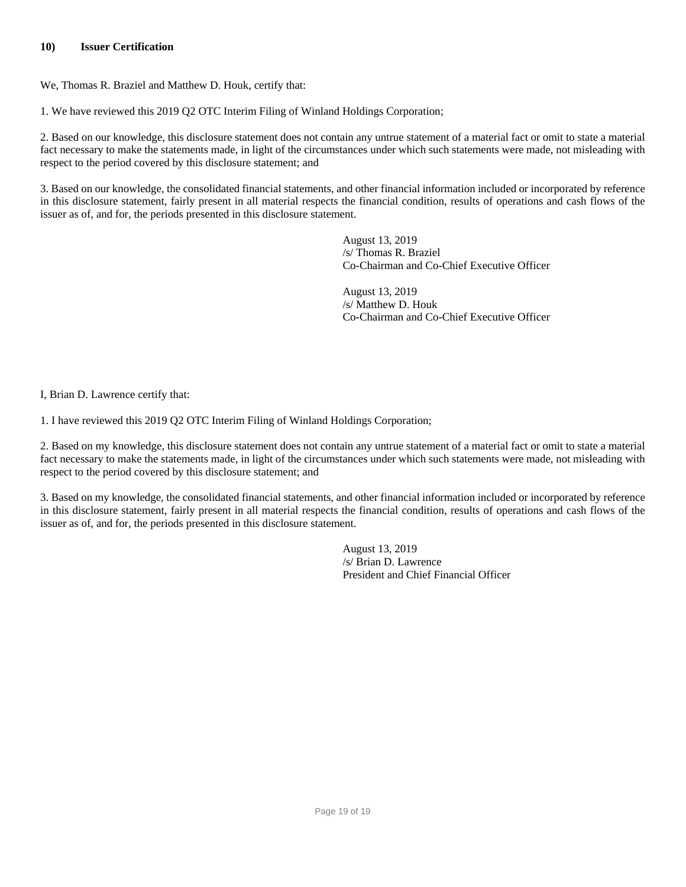**10) Issuer Certification**

We, Thomas R. Braziel and Matthew D. Houk, certify that:

1. We have reviewed this 2019 Q2 OTC Interim Filing of Winland Holdings Corporation;

2. Based on our knowledge, this disclosure statement does not contain any untrue statement of a material fact or omit to state a material fact necessary to make the statements made, in light of the circumstances under which such statements were made, not misleading with respect to the period covered by this disclosure statement; and

3. Based on our knowledge, the consolidated financial statements, and other financial information included or incorporated by reference in this disclosure statement, fairly present in all material respects the financial condition, results of operations and cash flows of the issuer as of, and for, the periods presented in this disclosure statement.

August 13, 2019
/s/ Thomas R. Braziel
Co-Chairman and Co-Chief Executive Officer

August 13, 2019
/s/ Matthew D. Houk
Co-Chairman and Co-Chief Executive Officer

I, Brian D. Lawrence certify that:

1. I have reviewed this 2019 Q2 OTC Interim Filing of Winland Holdings Corporation;

2. Based on my knowledge, this disclosure statement does not contain any untrue statement of a material fact or omit to state a material fact necessary to make the statements made, in light of the circumstances under which such statements were made, not misleading with respect to the period covered by this disclosure statement; and

3. Based on my knowledge, the consolidated financial statements, and other financial information included or incorporated by reference in this disclosure statement, fairly present in all material respects the financial condition, results of operations and cash flows of the issuer as of, and for, the periods presented in this disclosure statement.

August 13, 2019
/s/ Brian D. Lawrence
President and Chief Financial Officer